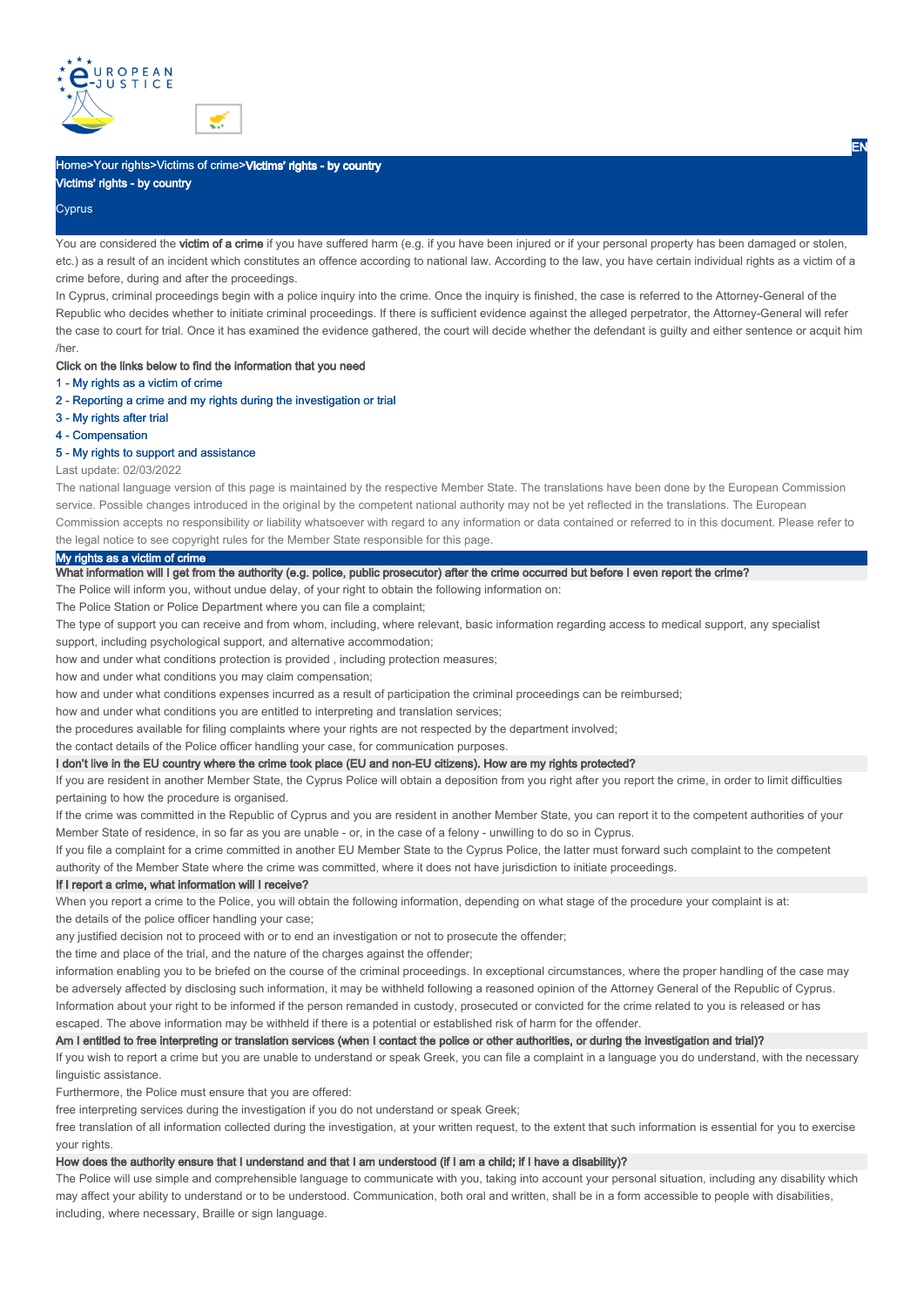Home>Your rights>Victims of crime>**Victims' rights - by country**

# Victims' rights - by country

Cyprus

You are considered the **victim of a crime** if you have suffered harm (e.g. if you have been injured or if your personal property has been damaged or stolen, etc.) as a result of an incident which constitutes an offence according to national law. According to the law, you have certain individual rights as a victim of a crime before, during and after the proceedings.

In Cyprus, criminal proceedings begin with a police inquiry into the crime. Once the inquiry is finished, the case is referred to the Attorney-General of the Republic who decides whether to initiate criminal proceedings. If there is sufficient evidence against the alleged perpetrator, the Attorney-General will refer the case to court for trial. Once it has examined the evidence gathered, the court will decide whether the defendant is guilty and either sentence or acquit him /her.

**Click on the links below to find the information that you need**

1 - My rights as a victim of crime

2 - Reporting a crime and my rights during the investigation or trial

3 - My rights after trial

4 - Compensation

5 - My rights to support and assistance

Last update: 02/03/2022

The national language version of this page is maintained by the respective Member State. The translations have been done by the European Commission service. Possible changes introduced in the original by the competent national authority may not be yet reflected in the translations. The European Commission accepts no responsibility or liability whatsoever with regard to any information or data contained or referred to in this document. Please refer to the legal notice to see copyright rules for the Member State responsible for this page.

## My rights as a victim of crime

### What information will I get from the authority (e.g. police, public prosecutor) after the crime occurred but before I even report the crime?

The Police will inform you, without undue delay, of your right to obtain the following information on:

The Police Station or Police Department where you can file a complaint;

The type of support you can receive and from whom, including, where relevant, basic information regarding access to medical support, any specialist support, including psychological support, and alternative accommodation;

how and under what conditions protection is provided , including protection measures;

how and under what conditions you may claim compensation;

how and under what conditions expenses incurred as a result of participation the criminal proceedings can be reimbursed;

how and under what conditions you are entitled to interpreting and translation services;

the procedures available for filing complaints where your rights are not respected by the department involved;

the contact details of the Police officer handling your case, for communication purposes.

### I don't live in the EU country where the crime took place (EU and non-EU citizens). How are my rights protected?

If you are resident in another Member State, the Cyprus Police will obtain a deposition from you right after you report the crime, in order to limit difficulties pertaining to how the procedure is organised.

If the crime was committed in the Republic of Cyprus and you are resident in another Member State, you can report it to the competent authorities of your Member State of residence, in so far as you are unable - or, in the case of a felony - unwilling to do so in Cyprus.

If you file a complaint for a crime committed in another EU Member State to the Cyprus Police, the latter must forward such complaint to the competent authority of the Member State where the crime was committed, where it does not have jurisdiction to initiate proceedings.

### If I report a crime, what information will I receive?

When you report a crime to the Police, you will obtain the following information, depending on what stage of the procedure your complaint is at:

the details of the police officer handling your case;

any justified decision not to proceed with or to end an investigation or not to prosecute the offender;

the time and place of the trial, and the nature of the charges against the offender;

information enabling you to be briefed on the course of the criminal proceedings. In exceptional circumstances, where the proper handling of the case may be adversely affected by disclosing such information, it may be withheld following a reasoned opinion of the Attorney General of the Republic of Cyprus.

Information about your right to be informed if the person remanded in custody, prosecuted or convicted for the crime related to you is released or has escaped. The above information may be withheld if there is a potential or established risk of harm for the offender.

### Am I entitled to free interpreting or translation services (when I contact the police or other authorities, or during the investigation and trial)?

If you wish to report a crime but you are unable to understand or speak Greek, you can file a complaint in a language you do understand, with the necessary linguistic assistance.

Furthermore, the Police must ensure that you are offered:

free interpreting services during the investigation if you do not understand or speak Greek;

free translation of all information collected during the investigation, at your written request, to the extent that such information is essential for you to exercise your rights.

### How does the authority ensure that I understand and that I am understood (if I am a child; if I have a disability)?

The Police will use simple and comprehensible language to communicate with you, taking into account your personal situation, including any disability which may affect your ability to understand or to be understood. Communication, both oral and written, shall be in a form accessible to people with disabilities, including, where necessary, Braille or sign language.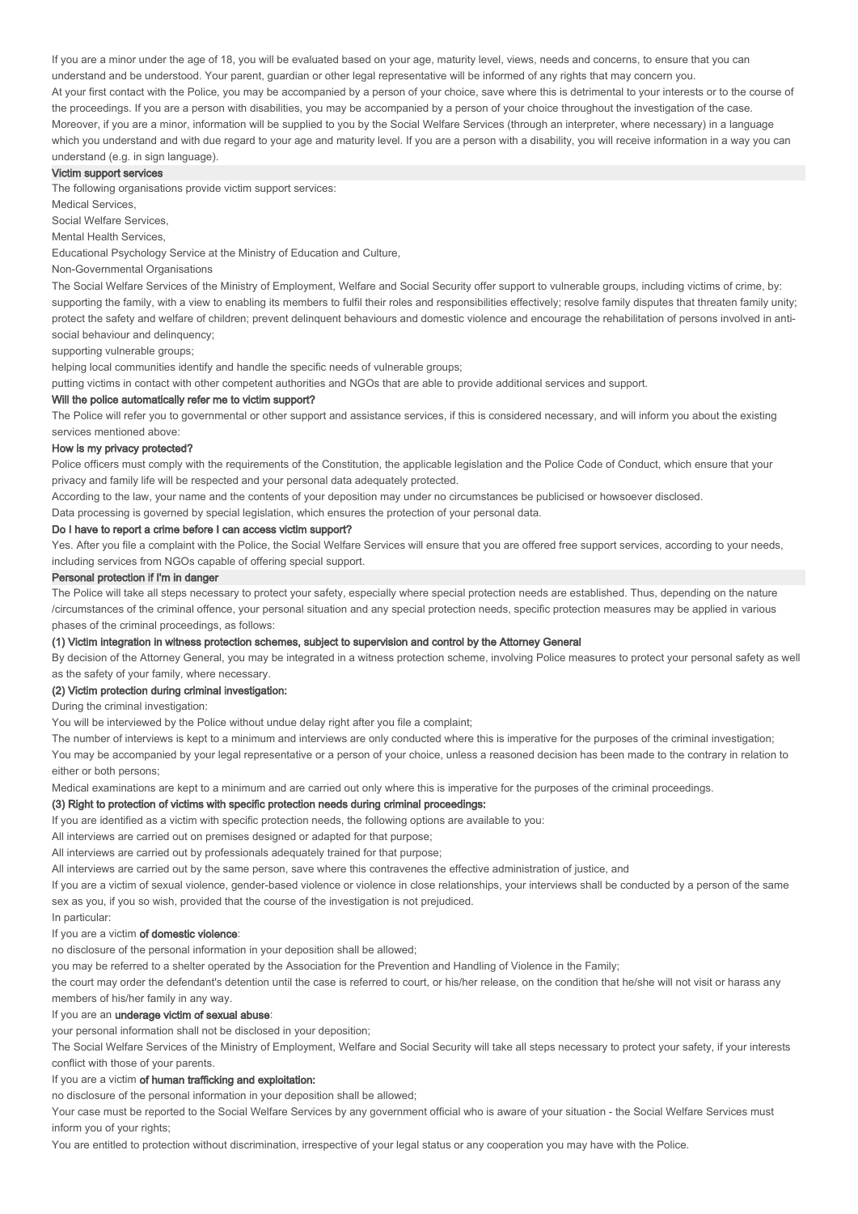If you are a minor under the age of 18, you will be evaluated based on your age, maturity level, views, needs and concerns, to ensure that you can understand and be understood. Your parent, guardian or other legal representative will be informed of any rights that may concern you.

At your first contact with the Police, you may be accompanied by a person of your choice, save where this is detrimental to your interests or to the course of the proceedings. If you are a person with disabilities, you may be accompanied by a person of your choice throughout the investigation of the case.

Moreover, if you are a minor, information will be supplied to you by the Social Welfare Services (through an interpreter, where necessary) in a language which you understand and with due regard to your age and maturity level. If you are a person with a disability, you will receive information in a way you can understand (e.g. in sign language).

## Victim support services

The following organisations provide victim support services:

Medical Services,

Social Welfare Services,

Mental Health Services,

Educational Psychology Service at the Ministry of Education and Culture,

Non-Governmental Organisations

The Social Welfare Services of the Ministry of Employment, Welfare and Social Security offer support to vulnerable groups, including victims of crime, by: supporting the family, with a view to enabling its members to fulfil their roles and responsibilities effectively; resolve family disputes that threaten family unity; protect the safety and welfare of children; prevent delinquent behaviours and domestic violence and encourage the rehabilitation of persons involved in anti-social behaviour and delinquency;

supporting vulnerable groups;

helping local communities identify and handle the specific needs of vulnerable groups;

putting victims in contact with other competent authorities and NGOs that are able to provide additional services and support.

### Will the police automatically refer me to victim support?

The Police will refer you to governmental or other support and assistance services, if this is considered necessary, and will inform you about the existing services mentioned above:

### How is my privacy protected?

Police officers must comply with the requirements of the Constitution, the applicable legislation and the Police Code of Conduct, which ensure that your privacy and family life will be respected and your personal data adequately protected.

According to the law, your name and the contents of your deposition may under no circumstances be publicised or howsoever disclosed.

Data processing is governed by special legislation, which ensures the protection of your personal data.

### Do I have to report a crime before I can access victim support?

Yes. After you file a complaint with the Police, the Social Welfare Services will ensure that you are offered free support services, according to your needs, including services from NGOs capable of offering special support.

## Personal protection if I'm in danger

The Police will take all steps necessary to protect your safety, especially where special protection needs are established. Thus, depending on the nature /circumstances of the criminal offence, your personal situation and any special protection needs, specific protection measures may be applied in various phases of the criminal proceedings, as follows:

### (1) Victim integration in witness protection schemes, subject to supervision and control by the Attorney General

By decision of the Attorney General, you may be integrated in a witness protection scheme, involving Police measures to protect your personal safety as well as the safety of your family, where necessary.

### (2) Victim protection during criminal investigation:

During the criminal investigation:

You will be interviewed by the Police without undue delay right after you file a complaint;

The number of interviews is kept to a minimum and interviews are only conducted where this is imperative for the purposes of the criminal investigation;

You may be accompanied by your legal representative or a person of your choice, unless a reasoned decision has been made to the contrary in relation to either or both persons;

Medical examinations are kept to a minimum and are carried out only where this is imperative for the purposes of the criminal proceedings.

### (3) Right to protection of victims with specific protection needs during criminal proceedings:

If you are identified as a victim with specific protection needs, the following options are available to you:

All interviews are carried out on premises designed or adapted for that purpose;

All interviews are carried out by professionals adequately trained for that purpose;

All interviews are carried out by the same person, save where this contravenes the effective administration of justice, and

If you are a victim of sexual violence, gender-based violence or violence in close relationships, your interviews shall be conducted by a person of the same sex as you, if you so wish, provided that the course of the investigation is not prejudiced.

In particular:

If you are a victim **of domestic violence**:

no disclosure of the personal information in your deposition shall be allowed;

you may be referred to a shelter operated by the Association for the Prevention and Handling of Violence in the Family;

the court may order the defendant's detention until the case is referred to court, or his/her release, on the condition that he/she will not visit or harass any members of his/her family in any way.

If you are an **underage victim of sexual abuse**:

your personal information shall not be disclosed in your deposition;

The Social Welfare Services of the Ministry of Employment, Welfare and Social Security will take all steps necessary to protect your safety, if your interests conflict with those of your parents.

If you are a victim **of human trafficking and exploitation:**

no disclosure of the personal information in your deposition shall be allowed;

Your case must be reported to the Social Welfare Services by any government official who is aware of your situation - the Social Welfare Services must inform you of your rights;

You are entitled to protection without discrimination, irrespective of your legal status or any cooperation you may have with the Police.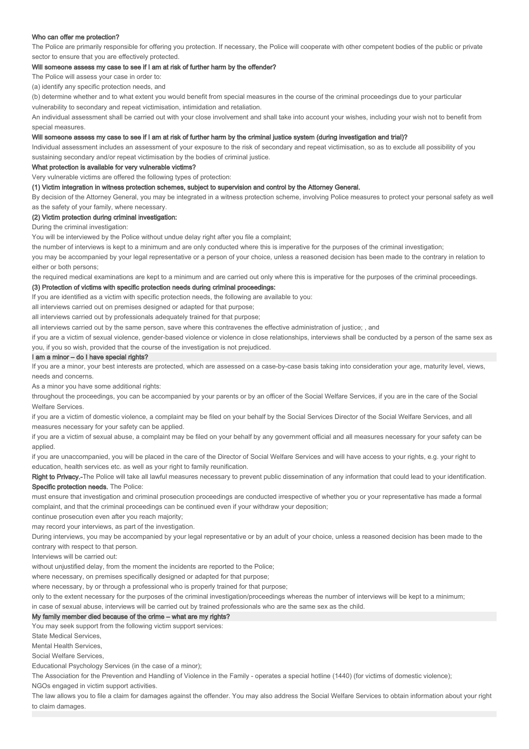### Who can offer me protection?

The Police are primarily responsible for offering you protection. If necessary, the Police will cooperate with other competent bodies of the public or private sector to ensure that you are effectively protected.

### Will someone assess my case to see if I am at risk of further harm by the offender?

The Police will assess your case in order to:

(a) identify any specific protection needs, and

(b) determine whether and to what extent you would benefit from special measures in the course of the criminal proceedings due to your particular vulnerability to secondary and repeat victimisation, intimidation and retaliation.

An individual assessment shall be carried out with your close involvement and shall take into account your wishes, including your wish not to benefit from special measures.

### Will someone assess my case to see if I am at risk of further harm by the criminal justice system (during investigation and trial)?

Individual assessment includes an assessment of your exposure to the risk of secondary and repeat victimisation, so as to exclude all possibility of you sustaining secondary and/or repeat victimisation by the bodies of criminal justice.

### What protection is available for very vulnerable victims?

Very vulnerable victims are offered the following types of protection:

**(1) Victim integration in witness protection schemes, subject to supervision and control by the Attorney General.**

By decision of the Attorney General, you may be integrated in a witness protection scheme, involving Police measures to protect your personal safety as well as the safety of your family, where necessary.

**(2) Victim protection during criminal investigation:**

During the criminal investigation:

You will be interviewed by the Police without undue delay right after you file a complaint;

the number of interviews is kept to a minimum and are only conducted where this is imperative for the purposes of the criminal investigation;

you may be accompanied by your legal representative or a person of your choice, unless a reasoned decision has been made to the contrary in relation to either or both persons;

the required medical examinations are kept to a minimum and are carried out only where this is imperative for the purposes of the criminal proceedings.

**(3) Protection of victims with specific protection needs during criminal proceedings:**

If you are identified as a victim with specific protection needs, the following are available to you:

all interviews carried out on premises designed or adapted for that purpose;

all interviews carried out by professionals adequately trained for that purpose;

all interviews carried out by the same person, save where this contravenes the effective administration of justice; , and

if you are a victim of sexual violence, gender-based violence or violence in close relationships, interviews shall be conducted by a person of the same sex as you, if you so wish, provided that the course of the investigation is not prejudiced.

### I am a minor – do I have special rights?

If you are a minor, your best interests are protected, which are assessed on a case-by-case basis taking into consideration your age, maturity level, views, needs and concerns.

As a minor you have some additional rights:

throughout the proceedings, you can be accompanied by your parents or by an officer of the Social Welfare Services, if you are in the care of the Social Welfare Services.

if you are a victim of domestic violence, a complaint may be filed on your behalf by the Social Services Director of the Social Welfare Services, and all measures necessary for your safety can be applied.

if you are a victim of sexual abuse, a complaint may be filed on your behalf by any government official and all measures necessary for your safety can be applied.

if you are unaccompanied, you will be placed in the care of the Director of Social Welfare Services and will have access to your rights, e.g. your right to education, health services etc. as well as your right to family reunification.

**Right to Privacy.**-The Police will take all lawful measures necessary to prevent public dissemination of any information that could lead to your identification.

**Specific protection needs.** The Police:

must ensure that investigation and criminal prosecution proceedings are conducted irrespective of whether you or your representative has made a formal complaint, and that the criminal proceedings can be continued even if your withdraw your deposition;

continue prosecution even after you reach majority;

may record your interviews, as part of the investigation.

During interviews, you may be accompanied by your legal representative or by an adult of your choice, unless a reasoned decision has been made to the contrary with respect to that person.

Interviews will be carried out:

without unjustified delay, from the moment the incidents are reported to the Police;

where necessary, on premises specifically designed or adapted for that purpose;

where necessary, by or through a professional who is properly trained for that purpose;

only to the extent necessary for the purposes of the criminal investigation/proceedings whereas the number of interviews will be kept to a minimum;

in case of sexual abuse, interviews will be carried out by trained professionals who are the same sex as the child.

### My family member died because of the crime – what are my rights?

You may seek support from the following victim support services:

State Medical Services,

Mental Health Services,

Social Welfare Services,

Educational Psychology Services (in the case of a minor);

The Association for the Prevention and Handling of Violence in the Family - operates a special hotline (1440) (for victims of domestic violence);

NGOs engaged in victim support activities.

The law allows you to file a claim for damages against the offender. You may also address the Social Welfare Services to obtain information about your right to claim damages.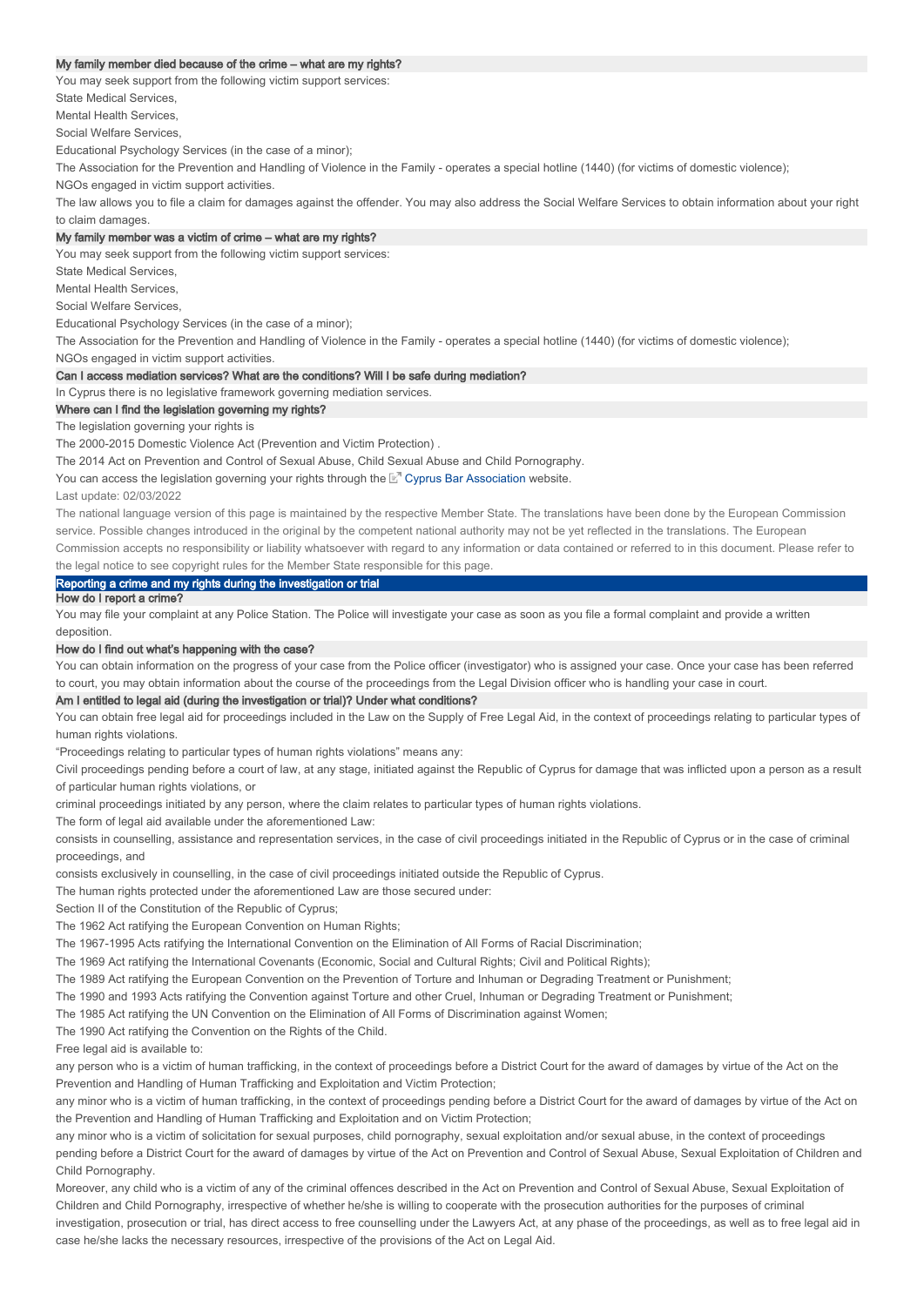### My family member died because of the crime – what are my rights?

You may seek support from the following victim support services:

State Medical Services,

Mental Health Services,

Social Welfare Services,

Educational Psychology Services (in the case of a minor);

The Association for the Prevention and Handling of Violence in the Family - operates a special hotline (1440) (for victims of domestic violence);

NGOs engaged in victim support activities.

The law allows you to file a claim for damages against the offender. You may also address the Social Welfare Services to obtain information about your right to claim damages.

### My family member was a victim of crime – what are my rights?

You may seek support from the following victim support services:

State Medical Services,

Mental Health Services,

Social Welfare Services,

Educational Psychology Services (in the case of a minor);

The Association for the Prevention and Handling of Violence in the Family - operates a special hotline (1440) (for victims of domestic violence);

NGOs engaged in victim support activities.

### Can I access mediation services? What are the conditions? Will I be safe during mediation?

In Cyprus there is no legislative framework governing mediation services.

### Where can I find the legislation governing my rights?

The legislation governing your rights is

The 2000-2015 Domestic Violence Act (Prevention and Victim Protection) .

The 2014 Act on Prevention and Control of Sexual Abuse, Child Sexual Abuse and Child Pornography.

You can access the legislation governing your rights through the Cyprus Bar Association website.

Last update: 02/03/2022

The national language version of this page is maintained by the respective Member State. The translations have been done by the European Commission service. Possible changes introduced in the original by the competent national authority may not be yet reflected in the translations. The European Commission accepts no responsibility or liability whatsoever with regard to any information or data contained or referred to in this document. Please refer to the legal notice to see copyright rules for the Member State responsible for this page.

## Reporting a crime and my rights during the investigation or trial

### How do I report a crime?

You may file your complaint at any Police Station. The Police will investigate your case as soon as you file a formal complaint and provide a written deposition.

### How do I find out what's happening with the case?

You can obtain information on the progress of your case from the Police officer (investigator) who is assigned your case. Once your case has been referred to court, you may obtain information about the course of the proceedings from the Legal Division officer who is handling your case in court.

### Am I entitled to legal aid (during the investigation or trial)? Under what conditions?

You can obtain free legal aid for proceedings included in the Law on the Supply of Free Legal Aid, in the context of proceedings relating to particular types of human rights violations.

"Proceedings relating to particular types of human rights violations" means any:

Civil proceedings pending before a court of law, at any stage, initiated against the Republic of Cyprus for damage that was inflicted upon a person as a result of particular human rights violations, or

criminal proceedings initiated by any person, where the claim relates to particular types of human rights violations.

The form of legal aid available under the aforementioned Law:

consists in counselling, assistance and representation services, in the case of civil proceedings initiated in the Republic of Cyprus or in the case of criminal proceedings, and

consists exclusively in counselling, in the case of civil proceedings initiated outside the Republic of Cyprus.

The human rights protected under the aforementioned Law are those secured under:

Section II of the Constitution of the Republic of Cyprus;

The 1962 Act ratifying the European Convention on Human Rights;

The 1967-1995 Acts ratifying the International Convention on the Elimination of All Forms of Racial Discrimination;

The 1969 Act ratifying the International Covenants (Economic, Social and Cultural Rights; Civil and Political Rights);

The 1989 Act ratifying the European Convention on the Prevention of Torture and Inhuman or Degrading Treatment or Punishment;

The 1990 and 1993 Acts ratifying the Convention against Torture and other Cruel, Inhuman or Degrading Treatment or Punishment;

The 1985 Act ratifying the UN Convention on the Elimination of All Forms of Discrimination against Women;

The 1990 Act ratifying the Convention on the Rights of the Child.

Free legal aid is available to:

any person who is a victim of human trafficking, in the context of proceedings before a District Court for the award of damages by virtue of the Act on the Prevention and Handling of Human Trafficking and Exploitation and Victim Protection;

any minor who is a victim of human trafficking, in the context of proceedings pending before a District Court for the award of damages by virtue of the Act on the Prevention and Handling of Human Trafficking and Exploitation and on Victim Protection;

any minor who is a victim of solicitation for sexual purposes, child pornography, sexual exploitation and/or sexual abuse, in the context of proceedings pending before a District Court for the award of damages by virtue of the Act on Prevention and Control of Sexual Abuse, Sexual Exploitation of Children and Child Pornography.

Moreover, any child who is a victim of any of the criminal offences described in the Act on Prevention and Control of Sexual Abuse, Sexual Exploitation of Children and Child Pornography, irrespective of whether he/she is willing to cooperate with the prosecution authorities for the purposes of criminal investigation, prosecution or trial, has direct access to free counselling under the Lawyers Act, at any phase of the proceedings, as well as to free legal aid in case he/she lacks the necessary resources, irrespective of the provisions of the Act on Legal Aid.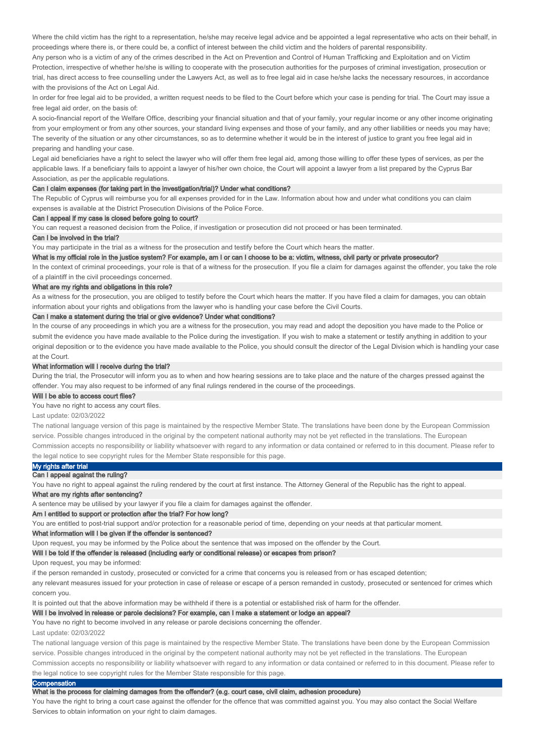Where the child victim has the right to a representation, he/she may receive legal advice and be appointed a legal representative who acts on their behalf, in proceedings where there is, or there could be, a conflict of interest between the child victim and the holders of parental responsibility.

Any person who is a victim of any of the crimes described in the Act on Prevention and Control of Human Trafficking and Exploitation and on Victim Protection, irrespective of whether he/she is willing to cooperate with the prosecution authorities for the purposes of criminal investigation, prosecution or trial, has direct access to free counselling under the Lawyers Act, as well as to free legal aid in case he/she lacks the necessary resources, in accordance with the provisions of the Act on Legal Aid.

In order for free legal aid to be provided, a written request needs to be filed to the Court before which your case is pending for trial. The Court may issue a free legal aid order, on the basis of:

A socio-financial report of the Welfare Office, describing your financial situation and that of your family, your regular income or any other income originating from your employment or from any other sources, your standard living expenses and those of your family, and any other liabilities or needs you may have;

The severity of the situation or any other circumstances, so as to determine whether it would be in the interest of justice to grant you free legal aid in preparing and handling your case.

Legal aid beneficiaries have a right to select the lawyer who will offer them free legal aid, among those willing to offer these types of services, as per the applicable laws. If a beneficiary fails to appoint a lawyer of his/her own choice, the Court will appoint a lawyer from a list prepared by the Cyprus Bar Association, as per the applicable regulations.

### Can I claim expenses (for taking part in the investigation/trial)? Under what conditions?

The Republic of Cyprus will reimburse you for all expenses provided for in the Law. Information about how and under what conditions you can claim expenses is available at the District Prosecution Divisions of the Police Force.

### Can I appeal if my case is closed before going to court?

You can request a reasoned decision from the Police, if investigation or prosecution did not proceed or has been terminated.

### Can I be involved in the trial?

You may participate in the trial as a witness for the prosecution and testify before the Court which hears the matter.

### What is my official role in the justice system? For example, am I or can I choose to be a: victim, witness, civil party or private prosecutor?

In the context of criminal proceedings, your role is that of a witness for the prosecution. If you file a claim for damages against the offender, you take the role of a plaintiff in the civil proceedings concerned.

### What are my rights and obligations in this role?

As a witness for the prosecution, you are obliged to testify before the Court which hears the matter. If you have filed a claim for damages, you can obtain information about your rights and obligations from the lawyer who is handling your case before the Civil Courts.

### Can I make a statement during the trial or give evidence? Under what conditions?

In the course of any proceedings in which you are a witness for the prosecution, you may read and adopt the deposition you have made to the Police or submit the evidence you have made available to the Police during the investigation. If you wish to make a statement or testify anything in addition to your original deposition or to the evidence you have made available to the Police, you should consult the director of the Legal Division which is handling your case at the Court.

### What information will I receive during the trial?

During the trial, the Prosecutor will inform you as to when and how hearing sessions are to take place and the nature of the charges pressed against the offender. You may also request to be informed of any final rulings rendered in the course of the proceedings.

### Will I be able to access court files?

You have no right to access any court files.

Last update: 02/03/2022

The national language version of this page is maintained by the respective Member State. The translations have been done by the European Commission service. Possible changes introduced in the original by the competent national authority may not be yet reflected in the translations. The European Commission accepts no responsibility or liability whatsoever with regard to any information or data contained or referred to in this document. Please refer to the legal notice to see copyright rules for the Member State responsible for this page.

## My rights after trial

### Can I appeal against the ruling?

You have no right to appeal against the ruling rendered by the court at first instance. The Attorney General of the Republic has the right to appeal.

### What are my rights after sentencing?

A sentence may be utilised by your lawyer if you file a claim for damages against the offender.

### Am I entitled to support or protection after the trial? For how long?

You are entitled to post-trial support and/or protection for a reasonable period of time, depending on your needs at that particular moment.

### What information will I be given if the offender is sentenced?

Upon request, you may be informed by the Police about the sentence that was imposed on the offender by the Court.

### Will I be told if the offender is released (including early or conditional release) or escapes from prison?

Upon request, you may be informed:

if the person remanded in custody, prosecuted or convicted for a crime that concerns you is released from or has escaped detention;

any relevant measures issued for your protection in case of release or escape of a person remanded in custody, prosecuted or sentenced for crimes which concern you.

It is pointed out that the above information may be withheld if there is a potential or established risk of harm for the offender.

### Will I be involved in release or parole decisions? For example, can I make a statement or lodge an appeal?

You have no right to become involved in any release or parole decisions concerning the offender.

Last update: 02/03/2022

The national language version of this page is maintained by the respective Member State. The translations have been done by the European Commission service. Possible changes introduced in the original by the competent national authority may not be yet reflected in the translations. The European Commission accepts no responsibility or liability whatsoever with regard to any information or data contained or referred to in this document. Please refer to the legal notice to see copyright rules for the Member State responsible for this page.

## Compensation

### What is the process for claiming damages from the offender? (e.g. court case, civil claim, adhesion procedure)

You have the right to bring a court case against the offender for the offence that was committed against you. You may also contact the Social Welfare Services to obtain information on your right to claim damages.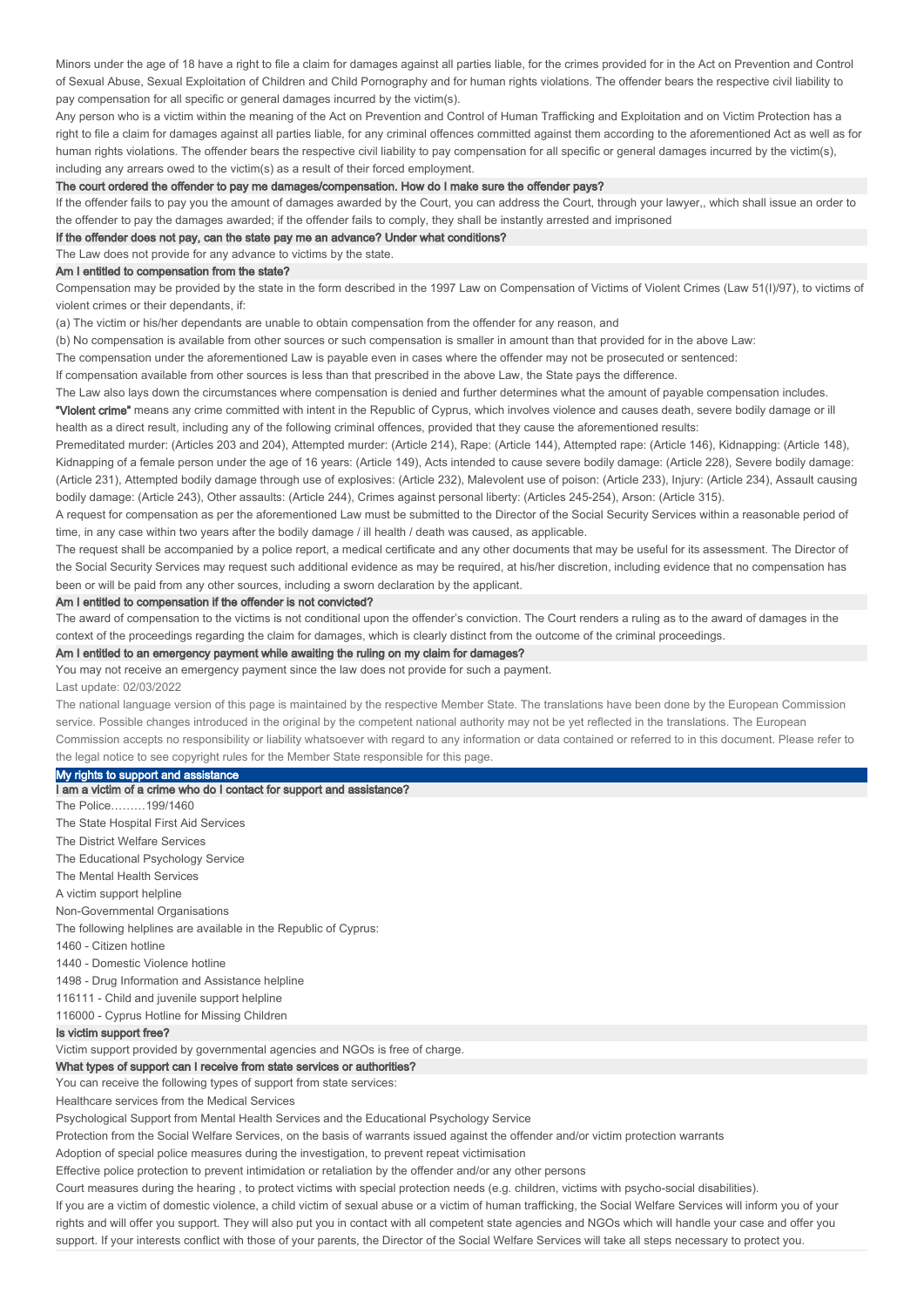Minors under the age of 18 have a right to file a claim for damages against all parties liable, for the crimes provided for in the Act on Prevention and Control of Sexual Abuse, Sexual Exploitation of Children and Child Pornography and for human rights violations. The offender bears the respective civil liability to pay compensation for all specific or general damages incurred by the victim(s).

Any person who is a victim within the meaning of the Act on Prevention and Control of Human Trafficking and Exploitation and on Victim Protection has a right to file a claim for damages against all parties liable, for any criminal offences committed against them according to the aforementioned Act as well as for human rights violations. The offender bears the respective civil liability to pay compensation for all specific or general damages incurred by the victim(s), including any arrears owed to the victim(s) as a result of their forced employment.

### The court ordered the offender to pay me damages/compensation. How do I make sure the offender pays?

If the offender fails to pay you the amount of damages awarded by the Court, you can address the Court, through your lawyer,, which shall issue an order to the offender to pay the damages awarded; if the offender fails to comply, they shall be instantly arrested and imprisoned

### If the offender does not pay, can the state pay me an advance? Under what conditions?

The Law does not provide for any advance to victims by the state.

### Am I entitled to compensation from the state?

Compensation may be provided by the state in the form described in the 1997 Law on Compensation of Victims of Violent Crimes (Law 51(I)/97), to victims of violent crimes or their dependants, if:

(a) The victim or his/her dependants are unable to obtain compensation from the offender for any reason, and

(b) No compensation is available from other sources or such compensation is smaller in amount than that provided for in the above Law:

The compensation under the aforementioned Law is payable even in cases where the offender may not be prosecuted or sentenced:

If compensation available from other sources is less than that prescribed in the above Law, the State pays the difference.

The Law also lays down the circumstances where compensation is denied and further determines what the amount of payable compensation includes.

**"Violent crime"** means any crime committed with intent in the Republic of Cyprus, which involves violence and causes death, severe bodily damage or ill health as a direct result, including any of the following criminal offences, provided that they cause the aforementioned results:

Premeditated murder: (Articles 203 and 204), Attempted murder: (Article 214), Rape: (Article 144), Attempted rape: (Article 146), Kidnapping: (Article 148), Kidnapping of a female person under the age of 16 years: (Article 149), Acts intended to cause severe bodily damage: (Article 228), Severe bodily damage: (Article 231), Attempted bodily damage through use of explosives: (Article 232), Malevolent use of poison: (Article 233), Injury: (Article 234), Assault causing bodily damage: (Article 243), Other assaults: (Article 244), Crimes against personal liberty: (Articles 245-254), Arson: (Article 315).

A request for compensation as per the aforementioned Law must be submitted to the Director of the Social Security Services within a reasonable period of time, in any case within two years after the bodily damage / ill health / death was caused, as applicable.

The request shall be accompanied by a police report, a medical certificate and any other documents that may be useful for its assessment. The Director of the Social Security Services may request such additional evidence as may be required, at his/her discretion, including evidence that no compensation has been or will be paid from any other sources, including a sworn declaration by the applicant.

### Am I entitled to compensation if the offender is not convicted?

The award of compensation to the victims is not conditional upon the offender's conviction. The Court renders a ruling as to the award of damages in the context of the proceedings regarding the claim for damages, which is clearly distinct from the outcome of the criminal proceedings.

### Am I entitled to an emergency payment while awaiting the ruling on my claim for damages?

You may not receive an emergency payment since the law does not provide for such a payment.

Last update: 02/03/2022

The national language version of this page is maintained by the respective Member State. The translations have been done by the European Commission service. Possible changes introduced in the original by the competent national authority may not be yet reflected in the translations. The European Commission accepts no responsibility or liability whatsoever with regard to any information or data contained or referred to in this document. Please refer to the legal notice to see copyright rules for the Member State responsible for this page.

## My rights to support and assistance

### I am a victim of a crime who do I contact for support and assistance?

The Police………199/1460

The State Hospital First Aid Services

The District Welfare Services

The Educational Psychology Service

The Mental Health Services

A victim support helpline

Non-Governmental Organisations

The following helplines are available in the Republic of Cyprus:

1460 - Citizen hotline

1440 - Domestic Violence hotline

1498 - Drug Information and Assistance helpline

116111 - Child and juvenile support helpline

116000 - Cyprus Hotline for Missing Children

### Is victim support free?

Victim support provided by governmental agencies and NGOs is free of charge.

### What types of support can I receive from state services or authorities?

You can receive the following types of support from state services:

Healthcare services from the Medical Services

Psychological Support from Mental Health Services and the Educational Psychology Service

Protection from the Social Welfare Services, on the basis of warrants issued against the offender and/or victim protection warrants

Adoption of special police measures during the investigation, to prevent repeat victimisation

Effective police protection to prevent intimidation or retaliation by the offender and/or any other persons

Court measures during the hearing , to protect victims with special protection needs (e.g. children, victims with psycho-social disabilities).

If you are a victim of domestic violence, a child victim of sexual abuse or a victim of human trafficking, the Social Welfare Services will inform you of your rights and will offer you support. They will also put you in contact with all competent state agencies and NGOs which will handle your case and offer you support. If your interests conflict with those of your parents, the Director of the Social Welfare Services will take all steps necessary to protect you.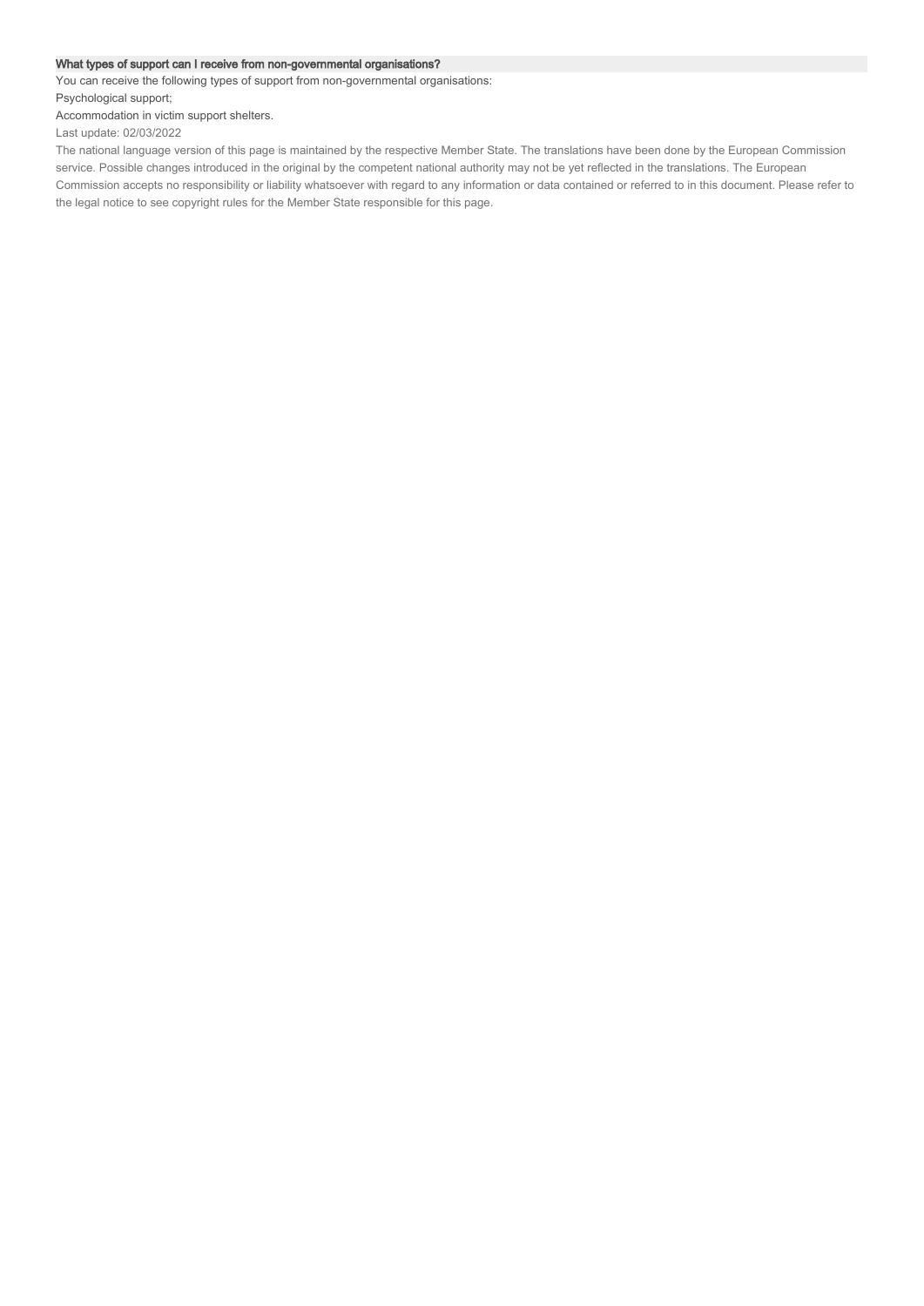### What types of support can I receive from non-governmental organisations?

You can receive the following types of support from non-governmental organisations:

Psychological support;

Accommodation in victim support shelters.

Last update: 02/03/2022

The national language version of this page is maintained by the respective Member State. The translations have been done by the European Commission service. Possible changes introduced in the original by the competent national authority may not be yet reflected in the translations. The European Commission accepts no responsibility or liability whatsoever with regard to any information or data contained or referred to in this document. Please refer to the legal notice to see copyright rules for the Member State responsible for this page.